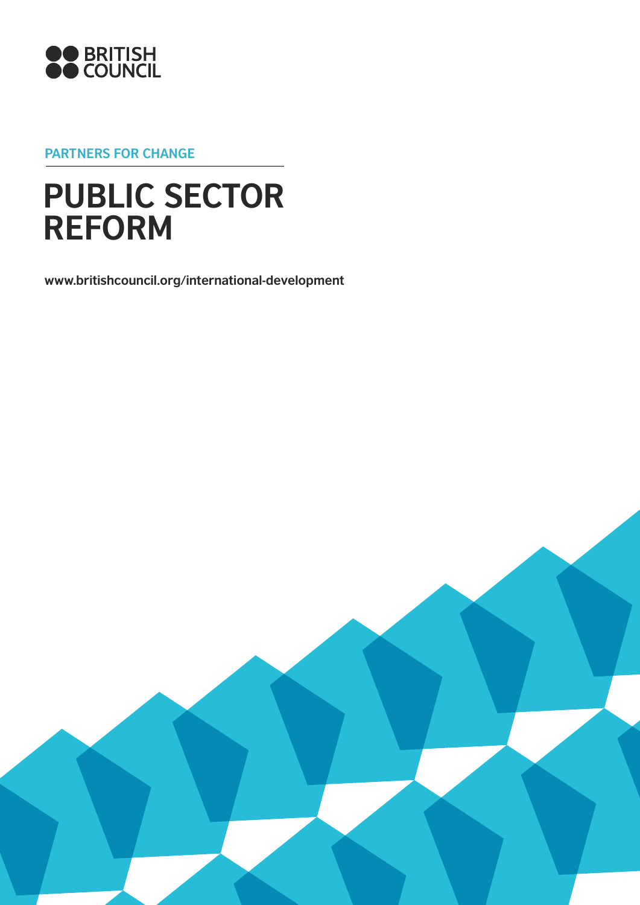BRITISH COUNCIL

PARTNERS FOR CHANGE

# PUBLIC SECTOR REFORM

www.britishcouncil.org/international-development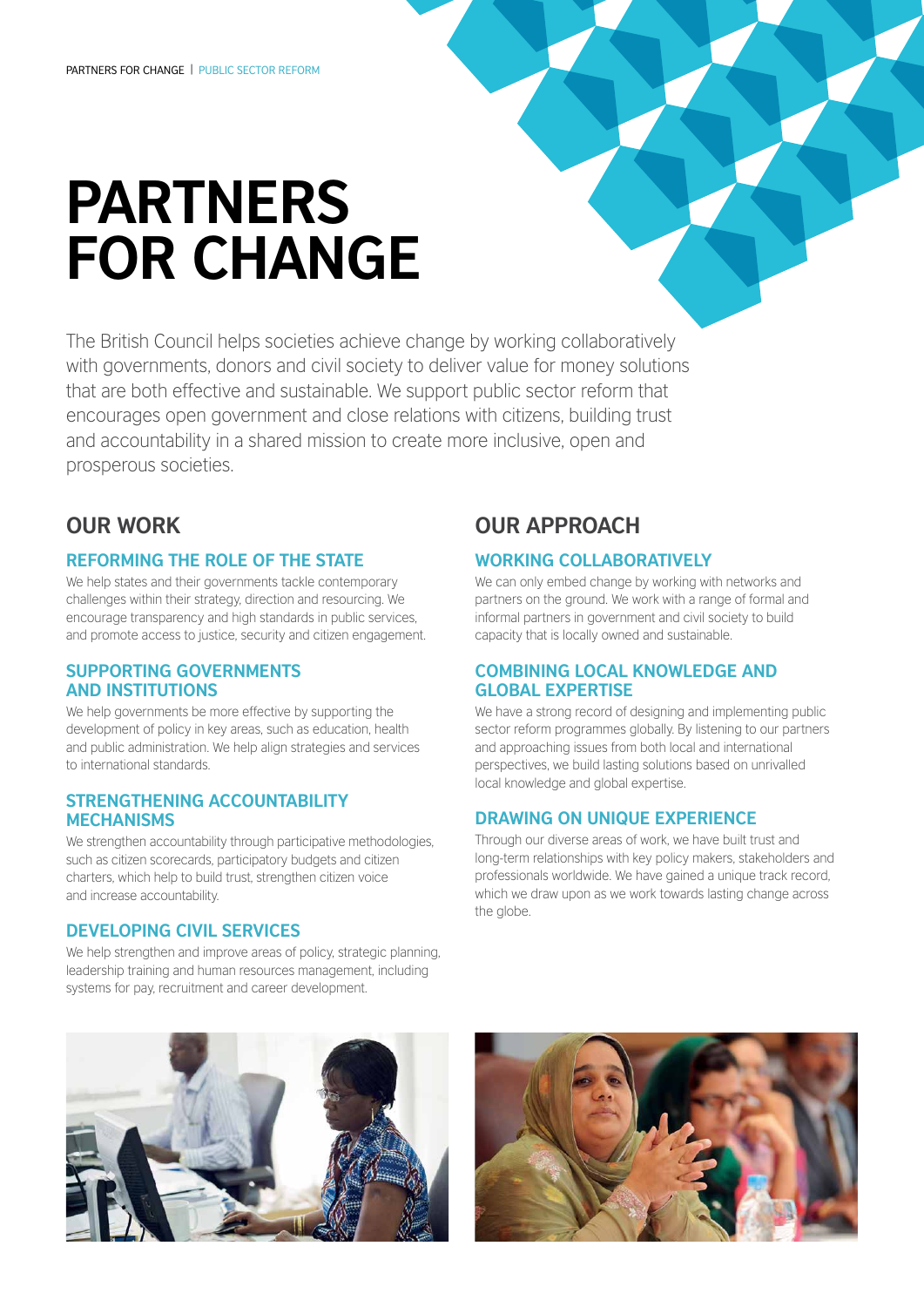# PARTNERS FOR CHANGE

The British Council helps societies achieve change by working collaboratively with governments, donors and civil society to deliver value for money solutions that are both effective and sustainable. We support public sector reform that encourages open government and close relations with citizens, building trust and accountability in a shared mission to create more inclusive, open and prosperous societies.

## OUR WORK

### REFORMING THE ROLE OF THE STATE

We help states and their governments tackle contemporary challenges within their strategy, direction and resourcing. We encourage transparency and high standards in public services, and promote access to justice, security and citizen engagement.

### SUPPORTING GOVERNMENTS AND INSTITUTIONS

We help governments be more effective by supporting the development of policy in key areas, such as education, health and public administration. We help align strategies and services to international standards.

### STRENGTHENING ACCOUNTABILITY MECHANISMS

We strengthen accountability through participative methodologies, such as citizen scorecards, participatory budgets and citizen charters, which help to build trust, strengthen citizen voice and increase accountability.

### DEVELOPING CIVIL SERVICES

We help strengthen and improve areas of policy, strategic planning, leadership training and human resources management, including systems for pay, recruitment and career development.

## OUR APPROACH

### WORKING COLLABORATIVELY

We can only embed change by working with networks and partners on the ground. We work with a range of formal and informal partners in government and civil society to build capacity that is locally owned and sustainable.

### COMBINING LOCAL KNOWLEDGE AND GLOBAL EXPERTISE

We have a strong record of designing and implementing public sector reform programmes globally. By listening to our partners and approaching issues from both local and international perspectives, we build lasting solutions based on unrivalled local knowledge and global expertise.

### DRAWING ON UNIQUE EXPERIENCE

Through our diverse areas of work, we have built trust and long-term relationships with key policy makers, stakeholders and professionals worldwide. We have gained a unique track record, which we draw upon as we work towards lasting change across the globe.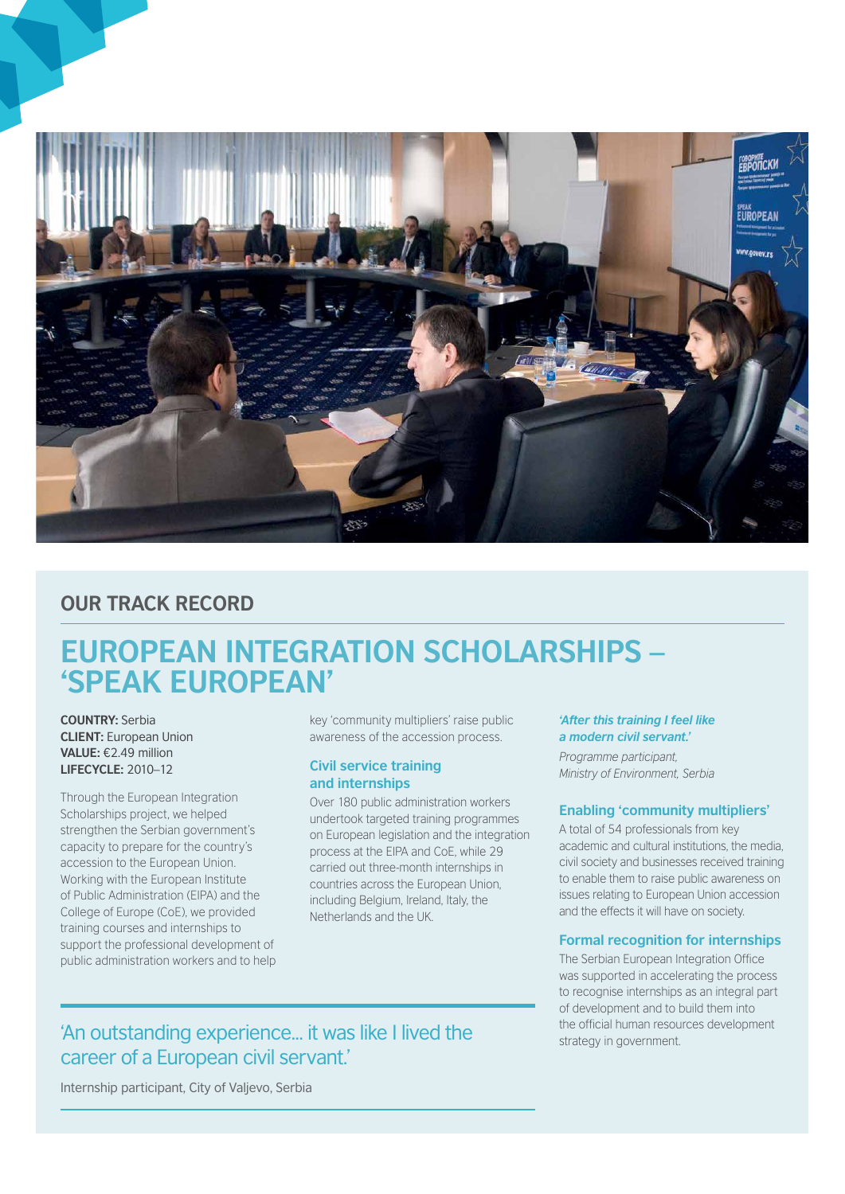## OUR TRACK RECORD

# EUROPEAN INTEGRATION SCHOLARSHIPS – 'SPEAK EUROPEAN'

**COUNTRY:** Serbia
**CLIENT:** European Union
**VALUE:** €2.49 million
**LIFECYCLE:** 2010–12

Through the European Integration Scholarships project, we helped strengthen the Serbian government's capacity to prepare for the country's accession to the European Union. Working with the European Institute of Public Administration (EIPA) and the College of Europe (CoE), we provided training courses and internships to support the professional development of public administration workers and to help key 'community multipliers' raise public awareness of the accession process.

### Civil service training and internships

Over 180 public administration workers undertook targeted training programmes on European legislation and the integration process at the EIPA and CoE, while 29 carried out three-month internships in countries across the European Union, including Belgium, Ireland, Italy, the Netherlands and the UK.

> 'An outstanding experience… it was like I lived the career of a European civil servant.'
>
> Internship participant, City of Valjevo, Serbia

***'After this training I feel like a modern civil servant.'***

*Programme participant, Ministry of Environment, Serbia*

### Enabling 'community multipliers'

A total of 54 professionals from key academic and cultural institutions, the media, civil society and businesses received training to enable them to raise public awareness on issues relating to European Union accession and the effects it will have on society.

### Formal recognition for internships

The Serbian European Integration Office was supported in accelerating the process to recognise internships as an integral part of development and to build them into the official human resources development strategy in government.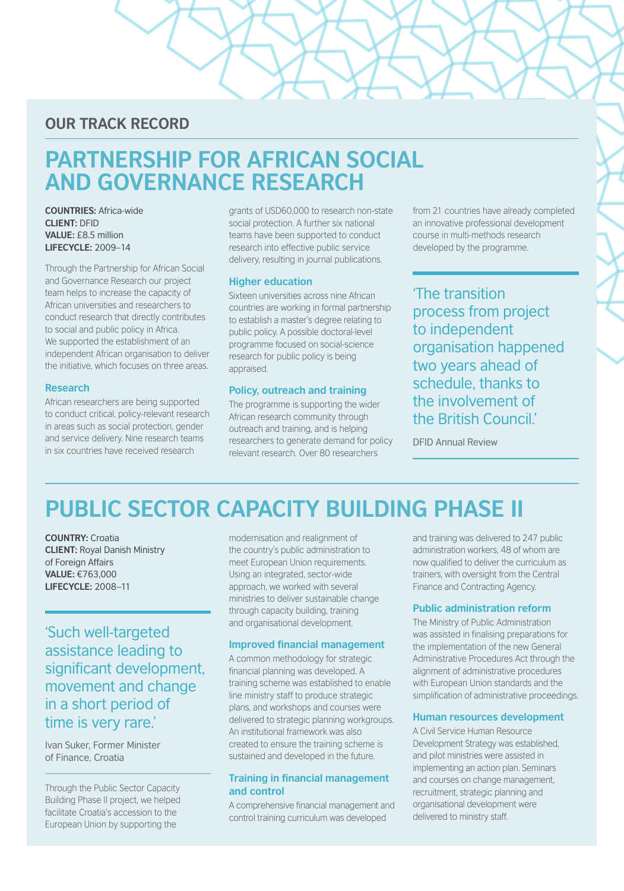## OUR TRACK RECORD

# PARTNERSHIP FOR AFRICAN SOCIAL AND GOVERNANCE RESEARCH

**COUNTRIES:** Africa-wide
**CLIENT:** DFID
**VALUE:** £8.5 million
**LIFECYCLE:** 2009–14

Through the Partnership for African Social and Governance Research our project team helps to increase the capacity of African universities and researchers to conduct research that directly contributes to social and public policy in Africa. We supported the establishment of an independent African organisation to deliver the initiative, which focuses on three areas.

### Research

African researchers are being supported to conduct critical, policy-relevant research in areas such as social protection, gender and service delivery. Nine research teams in six countries have received research grants of USD60,000 to research non-state social protection. A further six national teams have been supported to conduct research into effective public service delivery, resulting in journal publications.

### Higher education

Sixteen universities across nine African countries are working in formal partnership to establish a master's degree relating to public policy. A possible doctoral-level programme focused on social-science research for public policy is being appraised.

### Policy, outreach and training

The programme is supporting the wider African research community through outreach and training, and is helping researchers to generate demand for policy relevant research. Over 80 researchers from 21 countries have already completed an innovative professional development course in multi-methods research developed by the programme.

> 'The transition process from project to independent organisation happened two years ahead of schedule, thanks to the involvement of the British Council.'
>
> DFID Annual Review

# PUBLIC SECTOR CAPACITY BUILDING PHASE II

**COUNTRY:** Croatia
**CLIENT:** Royal Danish Ministry of Foreign Affairs
**VALUE:** €763,000
**LIFECYCLE:** 2008–11

> 'Such well-targeted assistance leading to significant development, movement and change in a short period of time is very rare.'
>
> Ivan Suker, Former Minister of Finance, Croatia

Through the Public Sector Capacity Building Phase II project, we helped facilitate Croatia's accession to the European Union by supporting the modernisation and realignment of the country's public administration to meet European Union requirements. Using an integrated, sector-wide approach, we worked with several ministries to deliver sustainable change through capacity building, training and organisational development.

### Improved financial management

A common methodology for strategic financial planning was developed. A training scheme was established to enable line ministry staff to produce strategic plans, and workshops and courses were delivered to strategic planning workgroups. An institutional framework was also created to ensure the training scheme is sustained and developed in the future.

### Training in financial management and control

A comprehensive financial management and control training curriculum was developed and training was delivered to 247 public administration workers, 48 of whom are now qualified to deliver the curriculum as trainers, with oversight from the Central Finance and Contracting Agency.

### Public administration reform

The Ministry of Public Administration was assisted in finalising preparations for the implementation of the new General Administrative Procedures Act through the alignment of administrative procedures with European Union standards and the simplification of administrative proceedings.

### Human resources development

A Civil Service Human Resource Development Strategy was established, and pilot ministries were assisted in implementing an action plan. Seminars and courses on change management, recruitment, strategic planning and organisational development were delivered to ministry staff.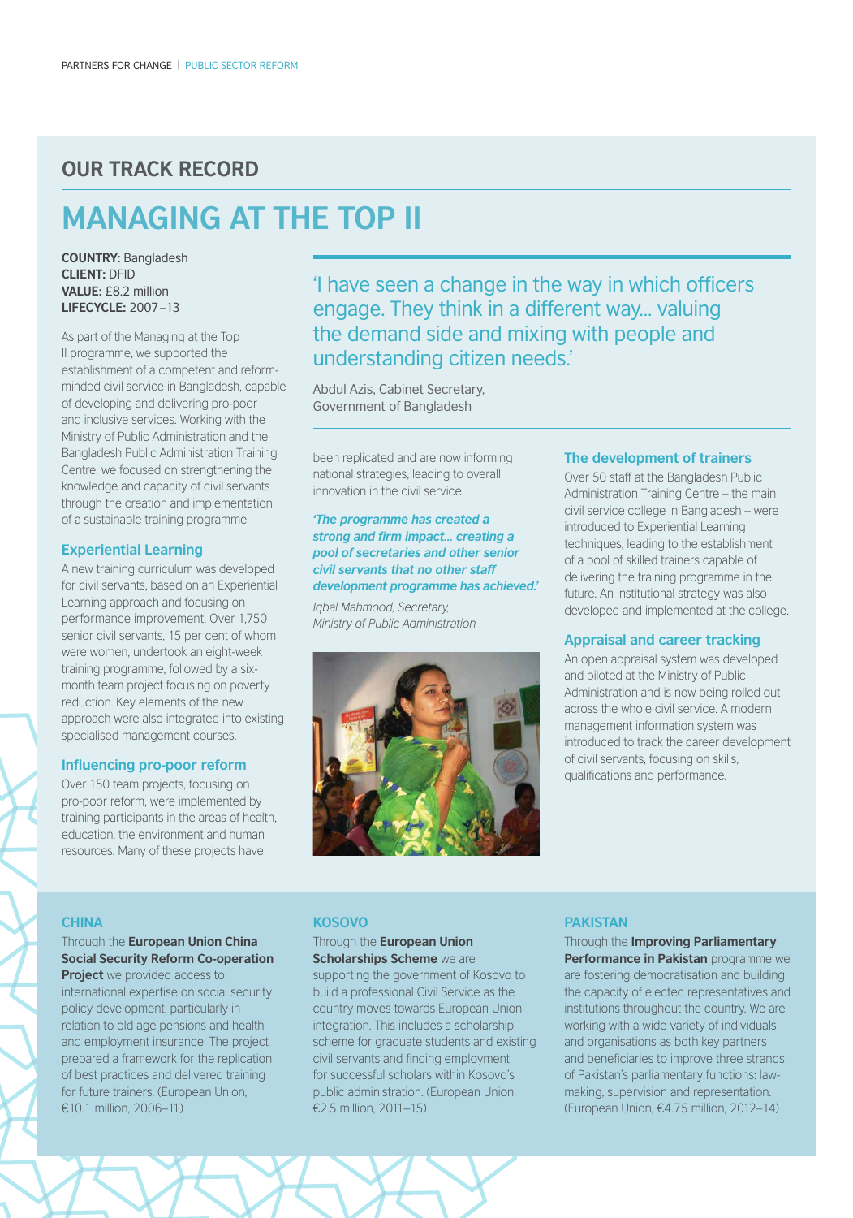## OUR TRACK RECORD

# MANAGING AT THE TOP II

**COUNTRY:** Bangladesh
**CLIENT:** DFID
**VALUE:** £8.2 million
**LIFECYCLE:** 2007–13

As part of the Managing at the Top II programme, we supported the establishment of a competent and reform-minded civil service in Bangladesh, capable of developing and delivering pro-poor and inclusive services. Working with the Ministry of Public Administration and the Bangladesh Public Administration Training Centre, we focused on strengthening the knowledge and capacity of civil servants through the creation and implementation of a sustainable training programme.

### Experiential Learning

A new training curriculum was developed for civil servants, based on an Experiential Learning approach and focusing on performance improvement. Over 1,750 senior civil servants, 15 per cent of whom were women, undertook an eight-week training programme, followed by a six-month team project focusing on poverty reduction. Key elements of the new approach were also integrated into existing specialised management courses.

### Influencing pro-poor reform

Over 150 team projects, focusing on pro-poor reform, were implemented by training participants in the areas of health, education, the environment and human resources. Many of these projects have been replicated and are now informing national strategies, leading to overall innovation in the civil service.

'I have seen a change in the way in which officers engage. They think in a different way... valuing the demand side and mixing with people and understanding citizen needs.'

Abdul Azis, Cabinet Secretary, Government of Bangladesh

***'The programme has created a strong and firm impact... creating a pool of secretaries and other senior civil servants that no other staff development programme has achieved.'***

*Iqbal Mahmood, Secretary, Ministry of Public Administration*

### The development of trainers

Over 50 staff at the Bangladesh Public Administration Training Centre – the main civil service college in Bangladesh – were introduced to Experiential Learning techniques, leading to the establishment of a pool of skilled trainers capable of delivering the training programme in the future. An institutional strategy was also developed and implemented at the college.

### Appraisal and career tracking

An open appraisal system was developed and piloted at the Ministry of Public Administration and is now being rolled out across the whole civil service. A modern management information system was introduced to track the career development of civil servants, focusing on skills, qualifications and performance.

### CHINA

Through the **European Union China Social Security Reform Co-operation Project** we provided access to international expertise on social security policy development, particularly in relation to old age pensions and health and employment insurance. The project prepared a framework for the replication of best practices and delivered training for future trainers. (European Union, €10.1 million, 2006–11)

### KOSOVO

Through the **European Union Scholarships Scheme** we are supporting the government of Kosovo to build a professional Civil Service as the country moves towards European Union integration. This includes a scholarship scheme for graduate students and existing civil servants and finding employment for successful scholars within Kosovo's public administration. (European Union, €2.5 million, 2011–15)

### PAKISTAN

Through the **Improving Parliamentary Performance in Pakistan** programme we are fostering democratisation and building the capacity of elected representatives and institutions throughout the country. We are working with a wide variety of individuals and organisations as both key partners and beneficiaries to improve three strands of Pakistan's parliamentary functions: law-making, supervision and representation. (European Union, €4.75 million, 2012–14)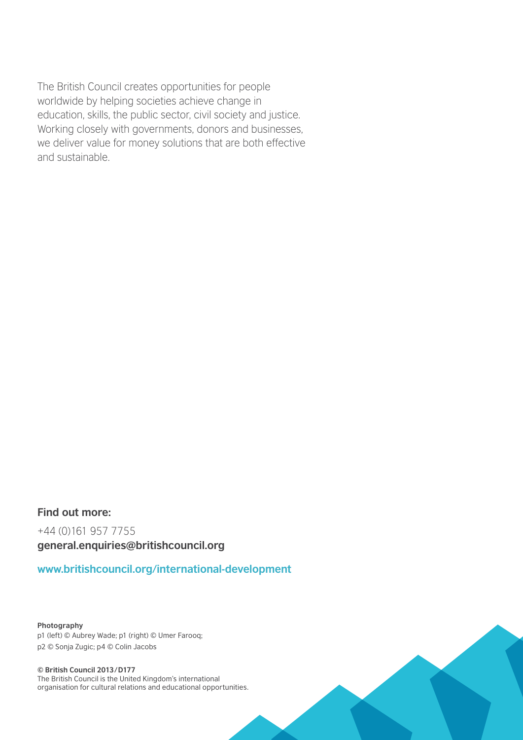The British Council creates opportunities for people worldwide by helping societies achieve change in education, skills, the public sector, civil society and justice. Working closely with governments, donors and businesses, we deliver value for money solutions that are both effective and sustainable.

**Find out more:**

+44 (0)161 957 7755
**general.enquiries@britishcouncil.org**

**www.britishcouncil.org/international-development**

**Photography**
p1 (left) © Aubrey Wade; p1 (right) © Umer Farooq;
p2 © Sonja Zugic; p4 © Colin Jacobs

**© British Council 2013/D177**
The British Council is the United Kingdom's international organisation for cultural relations and educational opportunities.